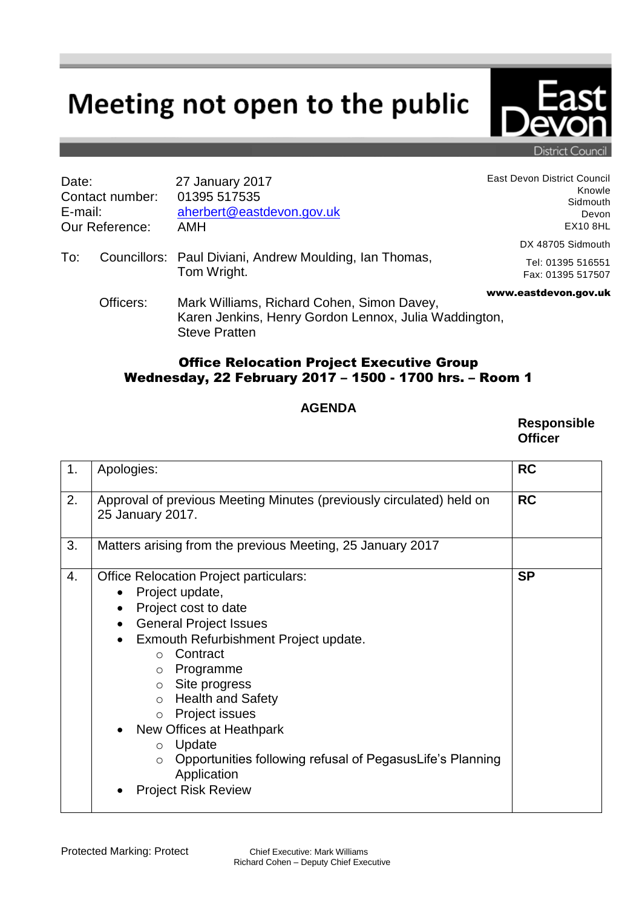# Meeting not open to the public

East Devon District Council

| | |
|---|---|
| Date: | 27 January 2017 |
| Contact number: | 01395 517535 |
| E-mail: | aherbert@eastdevon.gov.uk |
| Our Reference: | AMH |

East Devon District Council
Knowle
Sidmouth
Devon
EX10 8HL

DX 48705 Sidmouth

Tel: 01395 516551
Fax: 01395 517507

**www.eastdevon.gov.uk**

To: Councillors: Paul Diviani, Andrew Moulding, Ian Thomas, Tom Wright.

Officers: Mark Williams, Richard Cohen, Simon Davey, Karen Jenkins, Henry Gordon Lennox, Julia Waddington, Steve Pratten

**Office Relocation Project Executive Group**
**Wednesday, 22 February 2017 – 1500 - 1700 hrs. – Room 1**

**AGENDA**

| | | **Responsible Officer** |
|---|---|---|
| 1. | Apologies: | **RC** |
| 2. | Approval of previous Meeting Minutes (previously circulated) held on 25 January 2017. | **RC** |
| 3. | Matters arising from the previous Meeting, 25 January 2017 | |
| 4. | Office Relocation Project particulars:<br>• Project update,<br>• Project cost to date<br>• General Project Issues<br>• Exmouth Refurbishment Project update.<br>&nbsp;&nbsp;&nbsp;&nbsp;○ Contract<br>&nbsp;&nbsp;&nbsp;&nbsp;○ Programme<br>&nbsp;&nbsp;&nbsp;&nbsp;○ Site progress<br>&nbsp;&nbsp;&nbsp;&nbsp;○ Health and Safety<br>&nbsp;&nbsp;&nbsp;&nbsp;○ Project issues<br>• New Offices at Heathpark<br>&nbsp;&nbsp;&nbsp;&nbsp;○ Update<br>&nbsp;&nbsp;&nbsp;&nbsp;○ Opportunities following refusal of PegasusLife's Planning Application<br>• Project Risk Review | **SP** |

Protected Marking: Protect

Chief Executive: Mark Williams
Richard Cohen – Deputy Chief Executive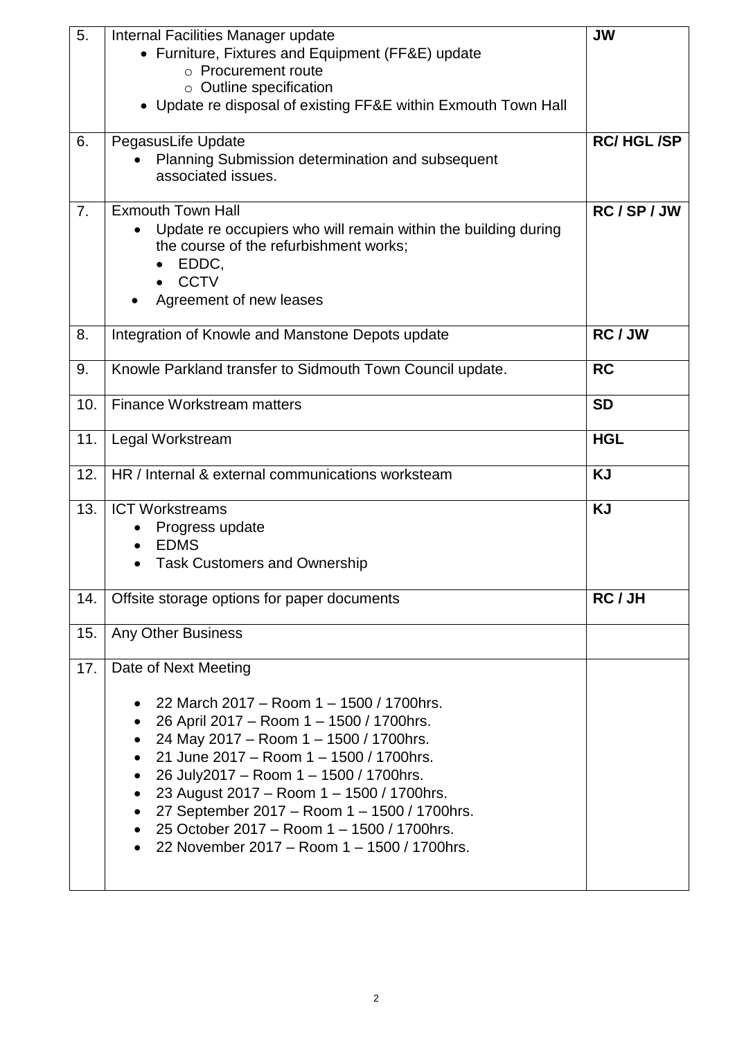| | | |
|---|---|---|
| 5. | Internal Facilities Manager update<br>• Furniture, Fixtures and Equipment (FF&E) update<br>&nbsp;&nbsp;&nbsp;&nbsp;○ Procurement route<br>&nbsp;&nbsp;&nbsp;&nbsp;○ Outline specification<br>• Update re disposal of existing FF&E within Exmouth Town Hall | **JW** |
| 6. | PegasusLife Update<br>• Planning Submission determination and subsequent associated issues. | **RC/ HGL /SP** |
| 7. | Exmouth Town Hall<br>• Update re occupiers who will remain within the building during the course of the refurbishment works;<br>&nbsp;&nbsp;&nbsp;&nbsp;• EDDC,<br>&nbsp;&nbsp;&nbsp;&nbsp;• CCTV<br>• Agreement of new leases | **RC / SP / JW** |
| 8. | Integration of Knowle and Manstone Depots update | **RC / JW** |
| 9. | Knowle Parkland transfer to Sidmouth Town Council update. | **RC** |
| 10. | Finance Workstream matters | **SD** |
| 11. | Legal Workstream | **HGL** |
| 12. | HR / Internal & external communications worksteam | **KJ** |
| 13. | ICT Workstreams<br>• Progress update<br>• EDMS<br>• Task Customers and Ownership | **KJ** |
| 14. | Offsite storage options for paper documents | **RC / JH** |
| 15. | Any Other Business | |
| 17. | Date of Next Meeting<br>• 22 March 2017 – Room 1 – 1500 / 1700hrs.<br>• 26 April 2017 – Room 1 – 1500 / 1700hrs.<br>• 24 May 2017 – Room 1 – 1500 / 1700hrs.<br>• 21 June 2017 – Room 1 – 1500 / 1700hrs.<br>• 26 July2017 – Room 1 – 1500 / 1700hrs.<br>• 23 August 2017 – Room 1 – 1500 / 1700hrs.<br>• 27 September 2017 – Room 1 – 1500 / 1700hrs.<br>• 25 October 2017 – Room 1 – 1500 / 1700hrs.<br>• 22 November 2017 – Room 1 – 1500 / 1700hrs. | |